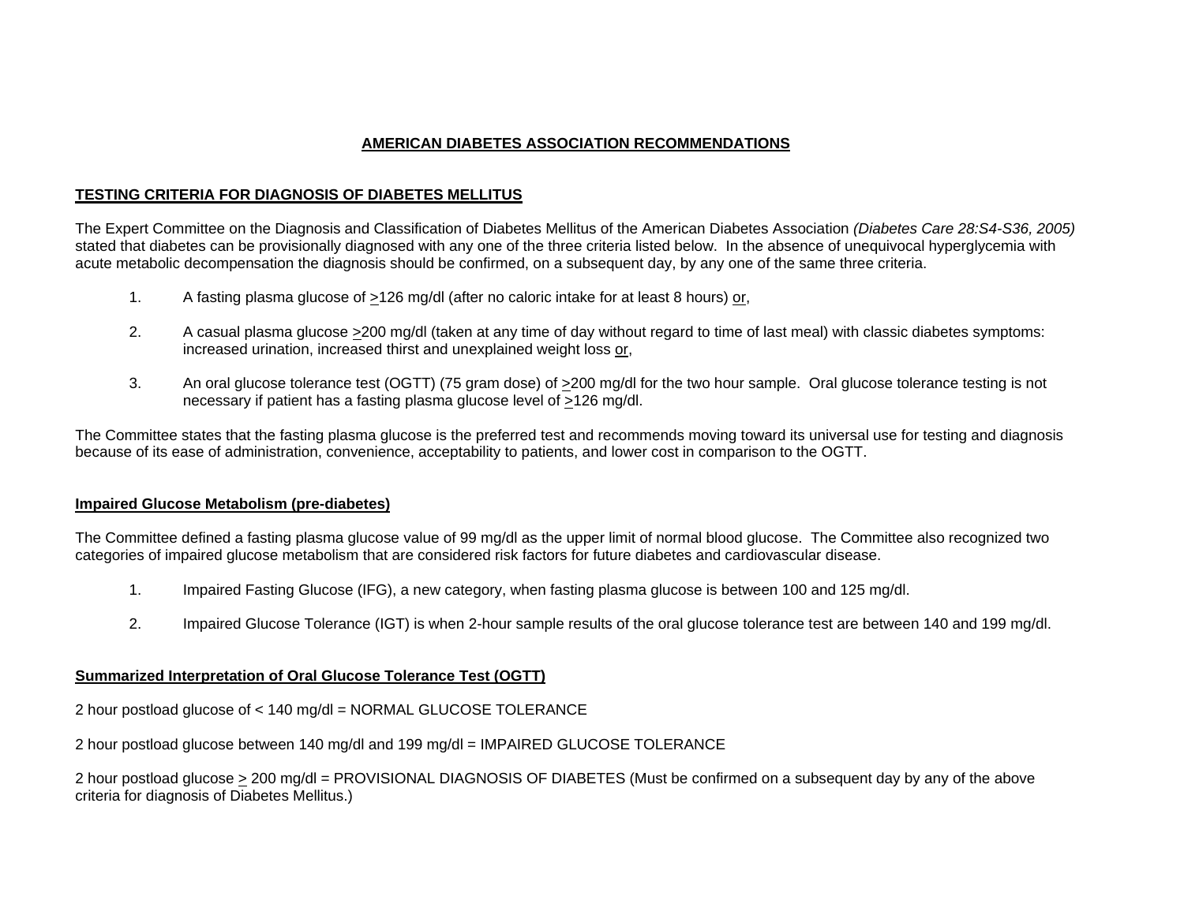# AMERICAN DIABETES ASSOCIATION RECOMMENDATIONS

## TESTING CRITERIA FOR DIAGNOSIS OF DIABETES MELLITUS

The Expert Committee on the Diagnosis and Classification of Diabetes Mellitus of the American Diabetes Association *(Diabetes Care 28:S4-S36, 2005)* stated that diabetes can be provisionally diagnosed with any one of the three criteria listed below. In the absence of unequivocal hyperglycemia with acute metabolic decompensation the diagnosis should be confirmed, on a subsequent day, by any one of the same three criteria.

1. A fasting plasma glucose of ≥126 mg/dl (after no caloric intake for at least 8 hours) or,

2. A casual plasma glucose ≥200 mg/dl (taken at any time of day without regard to time of last meal) with classic diabetes symptoms: increased urination, increased thirst and unexplained weight loss or,

3. An oral glucose tolerance test (OGTT) (75 gram dose) of ≥200 mg/dl for the two hour sample. Oral glucose tolerance testing is not necessary if patient has a fasting plasma glucose level of ≥126 mg/dl.

The Committee states that the fasting plasma glucose is the preferred test and recommends moving toward its universal use for testing and diagnosis because of its ease of administration, convenience, acceptability to patients, and lower cost in comparison to the OGTT.

### Impaired Glucose Metabolism (pre-diabetes)

The Committee defined a fasting plasma glucose value of 99 mg/dl as the upper limit of normal blood glucose. The Committee also recognized two categories of impaired glucose metabolism that are considered risk factors for future diabetes and cardiovascular disease.

1. Impaired Fasting Glucose (IFG), a new category, when fasting plasma glucose is between 100 and 125 mg/dl.

2. Impaired Glucose Tolerance (IGT) is when 2-hour sample results of the oral glucose tolerance test are between 140 and 199 mg/dl.

### Summarized Interpretation of Oral Glucose Tolerance Test (OGTT)

2 hour postload glucose of < 140 mg/dl = NORMAL GLUCOSE TOLERANCE

2 hour postload glucose between 140 mg/dl and 199 mg/dl = IMPAIRED GLUCOSE TOLERANCE

2 hour postload glucose ≥ 200 mg/dl = PROVISIONAL DIAGNOSIS OF DIABETES (Must be confirmed on a subsequent day by any of the above criteria for diagnosis of Diabetes Mellitus.)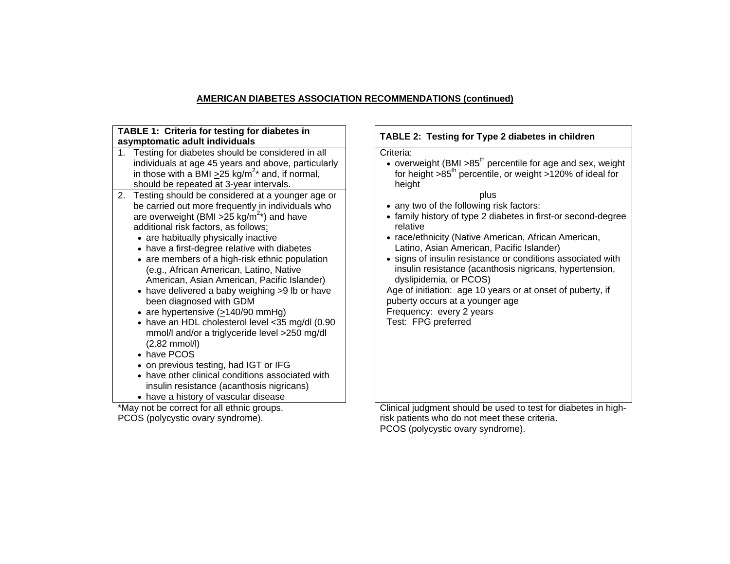## AMERICAN DIABETES ASSOCIATION RECOMMENDATIONS (continued)

**TABLE 1: Criteria for testing for diabetes in asymptomatic adult individuals**

1. Testing for diabetes should be considered in all individuals at age 45 years and above, particularly in those with a BMI ≥25 kg/m$^2$* and, if normal, should be repeated at 3-year intervals.
2. Testing should be considered at a younger age or be carried out more frequently in individuals who are overweight (BMI ≥25 kg/m$^2$*) and have additional risk factors, as follows:
   - are habitually physically inactive
   - have a first-degree relative with diabetes
   - are members of a high-risk ethnic population (e.g., African American, Latino, Native American, Asian American, Pacific Islander)
   - have delivered a baby weighing >9 lb or have been diagnosed with GDM
   - are hypertensive (≥140/90 mmHg)
   - have an HDL cholesterol level <35 mg/dl (0.90 mmol/l and/or a triglyceride level >250 mg/dl (2.82 mmol/l)
   - have PCOS
   - on previous testing, had IGT or IFG
   - have other clinical conditions associated with insulin resistance (acanthosis nigricans)
   - have a history of vascular disease

*May not be correct for all ethnic groups.
PCOS (polycystic ovary syndrome).

**TABLE 2: Testing for Type 2 diabetes in children**

Criteria:

- overweight (BMI >85$^{th}$ percentile for age and sex, weight for height >85$^{th}$ percentile, or weight >120% of ideal for height

plus

- any two of the following risk factors:
- family history of type 2 diabetes in first-or second-degree relative
- race/ethnicity (Native American, African American, Latino, Asian American, Pacific Islander)
- signs of insulin resistance or conditions associated with insulin resistance (acanthosis nigricans, hypertension, dyslipidemia, or PCOS)

Age of initiation: age 10 years or at onset of puberty, if puberty occurs at a younger age
Frequency: every 2 years
Test: FPG preferred

Clinical judgment should be used to test for diabetes in high-risk patients who do not meet these criteria.
PCOS (polycystic ovary syndrome).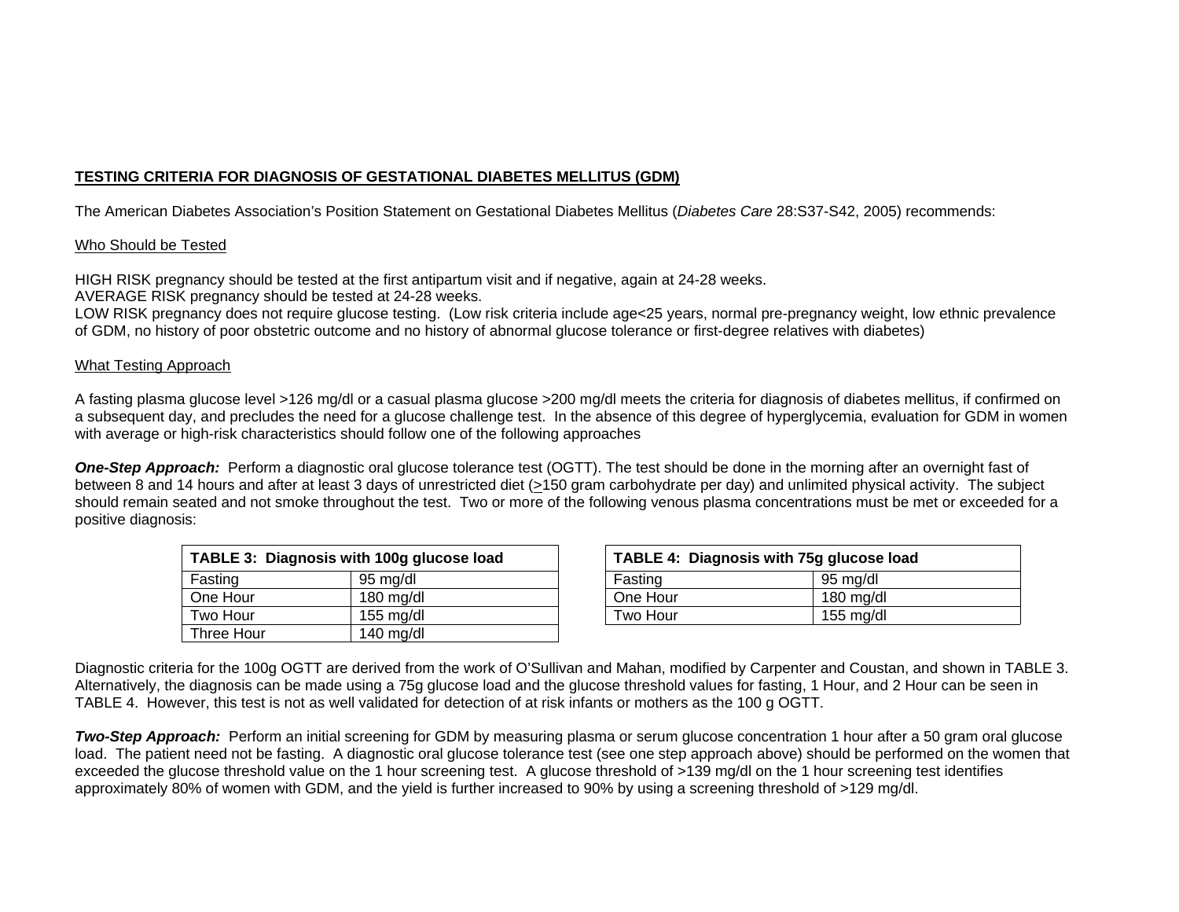## TESTING CRITERIA FOR DIAGNOSIS OF GESTATIONAL DIABETES MELLITUS (GDM)

The American Diabetes Association's Position Statement on Gestational Diabetes Mellitus (*Diabetes Care* 28:S37-S42, 2005) recommends:

### Who Should be Tested

HIGH RISK pregnancy should be tested at the first antipartum visit and if negative, again at 24-28 weeks.
AVERAGE RISK pregnancy should be tested at 24-28 weeks.
LOW RISK pregnancy does not require glucose testing. (Low risk criteria include age<25 years, normal pre-pregnancy weight, low ethnic prevalence of GDM, no history of poor obstetric outcome and no history of abnormal glucose tolerance or first-degree relatives with diabetes)

### What Testing Approach

A fasting plasma glucose level >126 mg/dl or a casual plasma glucose >200 mg/dl meets the criteria for diagnosis of diabetes mellitus, if confirmed on a subsequent day, and precludes the need for a glucose challenge test. In the absence of this degree of hyperglycemia, evaluation for GDM in women with average or high-risk characteristics should follow one of the following approaches

***One-Step Approach:*** Perform a diagnostic oral glucose tolerance test (OGTT). The test should be done in the morning after an overnight fast of between 8 and 14 hours and after at least 3 days of unrestricted diet (≥150 gram carbohydrate per day) and unlimited physical activity. The subject should remain seated and not smoke throughout the test. Two or more of the following venous plasma concentrations must be met or exceeded for a positive diagnosis:

| TABLE 3: Diagnosis with 100g glucose load | |
|---|---|
| Fasting | 95 mg/dl |
| One Hour | 180 mg/dl |
| Two Hour | 155 mg/dl |
| Three Hour | 140 mg/dl |

| TABLE 4: Diagnosis with 75g glucose load | |
|---|---|
| Fasting | 95 mg/dl |
| One Hour | 180 mg/dl |
| Two Hour | 155 mg/dl |

Diagnostic criteria for the 100g OGTT are derived from the work of O'Sullivan and Mahan, modified by Carpenter and Coustan, and shown in TABLE 3. Alternatively, the diagnosis can be made using a 75g glucose load and the glucose threshold values for fasting, 1 Hour, and 2 Hour can be seen in TABLE 4. However, this test is not as well validated for detection of at risk infants or mothers as the 100 g OGTT.

***Two-Step Approach:*** Perform an initial screening for GDM by measuring plasma or serum glucose concentration 1 hour after a 50 gram oral glucose load. The patient need not be fasting. A diagnostic oral glucose tolerance test (see one step approach above) should be performed on the women that exceeded the glucose threshold value on the 1 hour screening test. A glucose threshold of >139 mg/dl on the 1 hour screening test identifies approximately 80% of women with GDM, and the yield is further increased to 90% by using a screening threshold of >129 mg/dl.